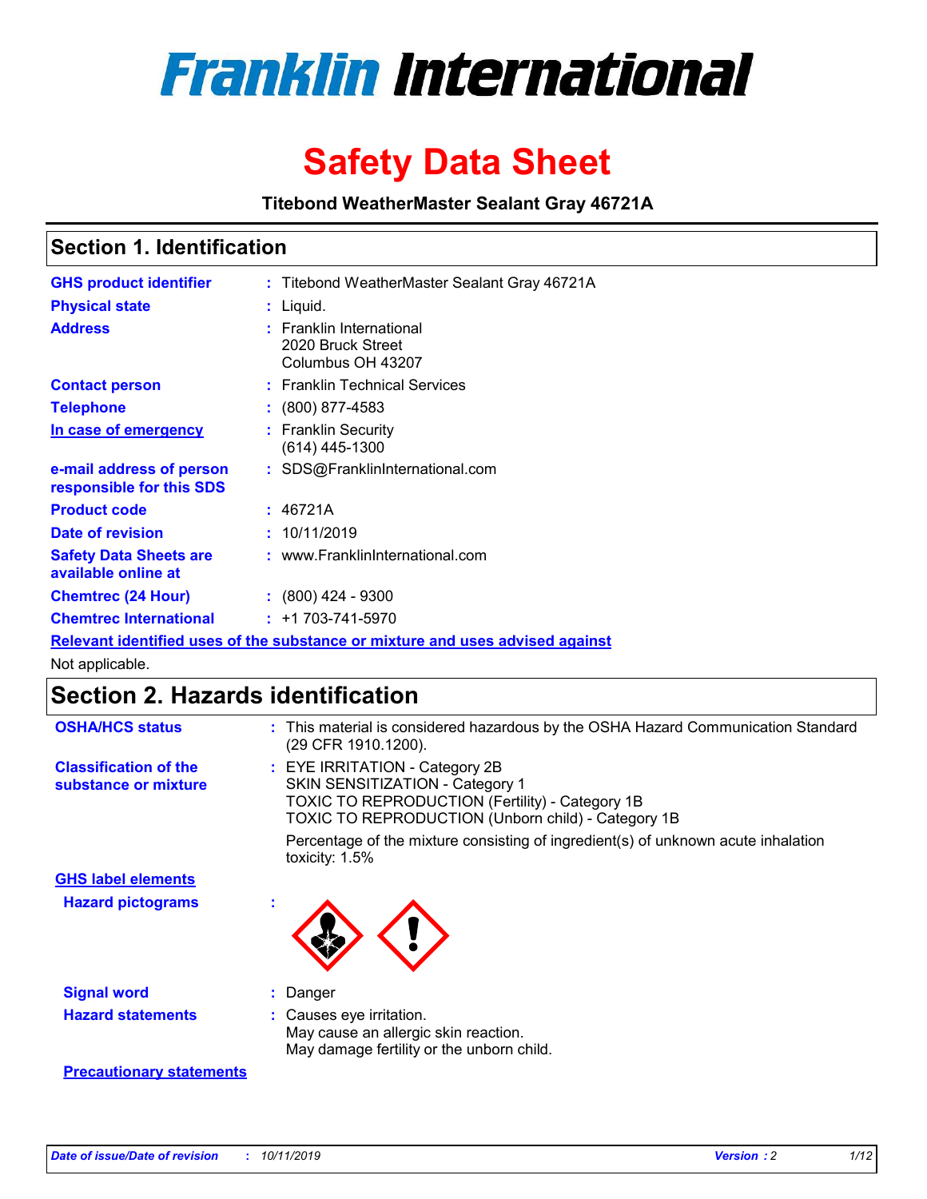# Franklin International

# Safety Data Sheet

**Titebond WeatherMaster Sealant Gray 46721A**

## Section 1. Identification

| | | |
|---|---|---|
| **GHS product identifier** | : | Titebond WeatherMaster Sealant Gray 46721A |
| **Physical state** | : | Liquid. |
| **Address** | : | Franklin International<br>2020 Bruck Street<br>Columbus OH 43207 |
| **Contact person** | : | Franklin Technical Services |
| **Telephone** | : | (800) 877-4583 |
| **In case of emergency** | : | Franklin Security<br>(614) 445-1300 |
| **e-mail address of person responsible for this SDS** | : | SDS@FranklinInternational.com |
| **Product code** | : | 46721A |
| **Date of revision** | : | 10/11/2019 |
| **Safety Data Sheets are available online at** | : | www.FranklinInternational.com |
| **Chemtrec (24 Hour)** | : | (800) 424 - 9300 |
| **Chemtrec International** | : | +1 703-741-5970 |

**Relevant identified uses of the substance or mixture and uses advised against**

Not applicable.

## Section 2. Hazards identification

| | | |
|---|---|---|
| **OSHA/HCS status** | : | This material is considered hazardous by the OSHA Hazard Communication Standard (29 CFR 1910.1200). |
| **Classification of the substance or mixture** | : | EYE IRRITATION - Category 2B<br>SKIN SENSITIZATION - Category 1<br>TOXIC TO REPRODUCTION (Fertility) - Category 1B<br>TOXIC TO REPRODUCTION (Unborn child) - Category 1B<br><br>Percentage of the mixture consisting of ingredient(s) of unknown acute inhalation toxicity: 1.5% |

**GHS label elements**

| | | |
|---|---|---|
| **Hazard pictograms** | : | |
| **Signal word** | : | Danger |
| **Hazard statements** | : | Causes eye irritation.<br>May cause an allergic skin reaction.<br>May damage fertility or the unborn child. |

**Precautionary statements**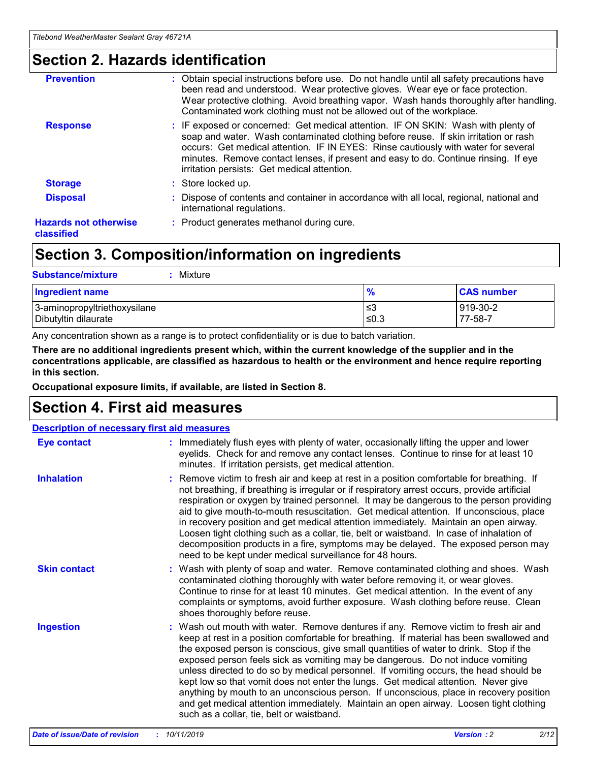## Section 2. Hazards identification

**Prevention** : Obtain special instructions before use. Do not handle until all safety precautions have been read and understood. Wear protective gloves. Wear eye or face protection. Wear protective clothing. Avoid breathing vapor. Wash hands thoroughly after handling. Contaminated work clothing must not be allowed out of the workplace.

**Response** : IF exposed or concerned: Get medical attention. IF ON SKIN: Wash with plenty of soap and water. Wash contaminated clothing before reuse. If skin irritation or rash occurs: Get medical attention. IF IN EYES: Rinse cautiously with water for several minutes. Remove contact lenses, if present and easy to do. Continue rinsing. If eye irritation persists: Get medical attention.

**Storage** : Store locked up.

**Disposal** : Dispose of contents and container in accordance with all local, regional, national and international regulations.

**Hazards not otherwise classified** : Product generates methanol during cure.

## Section 3. Composition/information on ingredients

**Substance/mixture** : Mixture

| Ingredient name | % | CAS number |
|---|---|---|
| 3-aminopropyltriethoxysilane | ≤3 | 919-30-2 |
| Dibutyltin dilaurate | ≤0.3 | 77-58-7 |

Any concentration shown as a range is to protect confidentiality or is due to batch variation.

**There are no additional ingredients present which, within the current knowledge of the supplier and in the concentrations applicable, are classified as hazardous to health or the environment and hence require reporting in this section.**

**Occupational exposure limits, if available, are listed in Section 8.**

## Section 4. First aid measures

**Description of necessary first aid measures**

**Eye contact** : Immediately flush eyes with plenty of water, occasionally lifting the upper and lower eyelids. Check for and remove any contact lenses. Continue to rinse for at least 10 minutes. If irritation persists, get medical attention.

**Inhalation** : Remove victim to fresh air and keep at rest in a position comfortable for breathing. If not breathing, if breathing is irregular or if respiratory arrest occurs, provide artificial respiration or oxygen by trained personnel. It may be dangerous to the person providing aid to give mouth-to-mouth resuscitation. Get medical attention. If unconscious, place in recovery position and get medical attention immediately. Maintain an open airway. Loosen tight clothing such as a collar, tie, belt or waistband. In case of inhalation of decomposition products in a fire, symptoms may be delayed. The exposed person may need to be kept under medical surveillance for 48 hours.

**Skin contact** : Wash with plenty of soap and water. Remove contaminated clothing and shoes. Wash contaminated clothing thoroughly with water before removing it, or wear gloves. Continue to rinse for at least 10 minutes. Get medical attention. In the event of any complaints or symptoms, avoid further exposure. Wash clothing before reuse. Clean shoes thoroughly before reuse.

**Ingestion** : Wash out mouth with water. Remove dentures if any. Remove victim to fresh air and keep at rest in a position comfortable for breathing. If material has been swallowed and the exposed person is conscious, give small quantities of water to drink. Stop if the exposed person feels sick as vomiting may be dangerous. Do not induce vomiting unless directed to do so by medical personnel. If vomiting occurs, the head should be kept low so that vomit does not enter the lungs. Get medical attention. Never give anything by mouth to an unconscious person. If unconscious, place in recovery position and get medical attention immediately. Maintain an open airway. Loosen tight clothing such as a collar, tie, belt or waistband.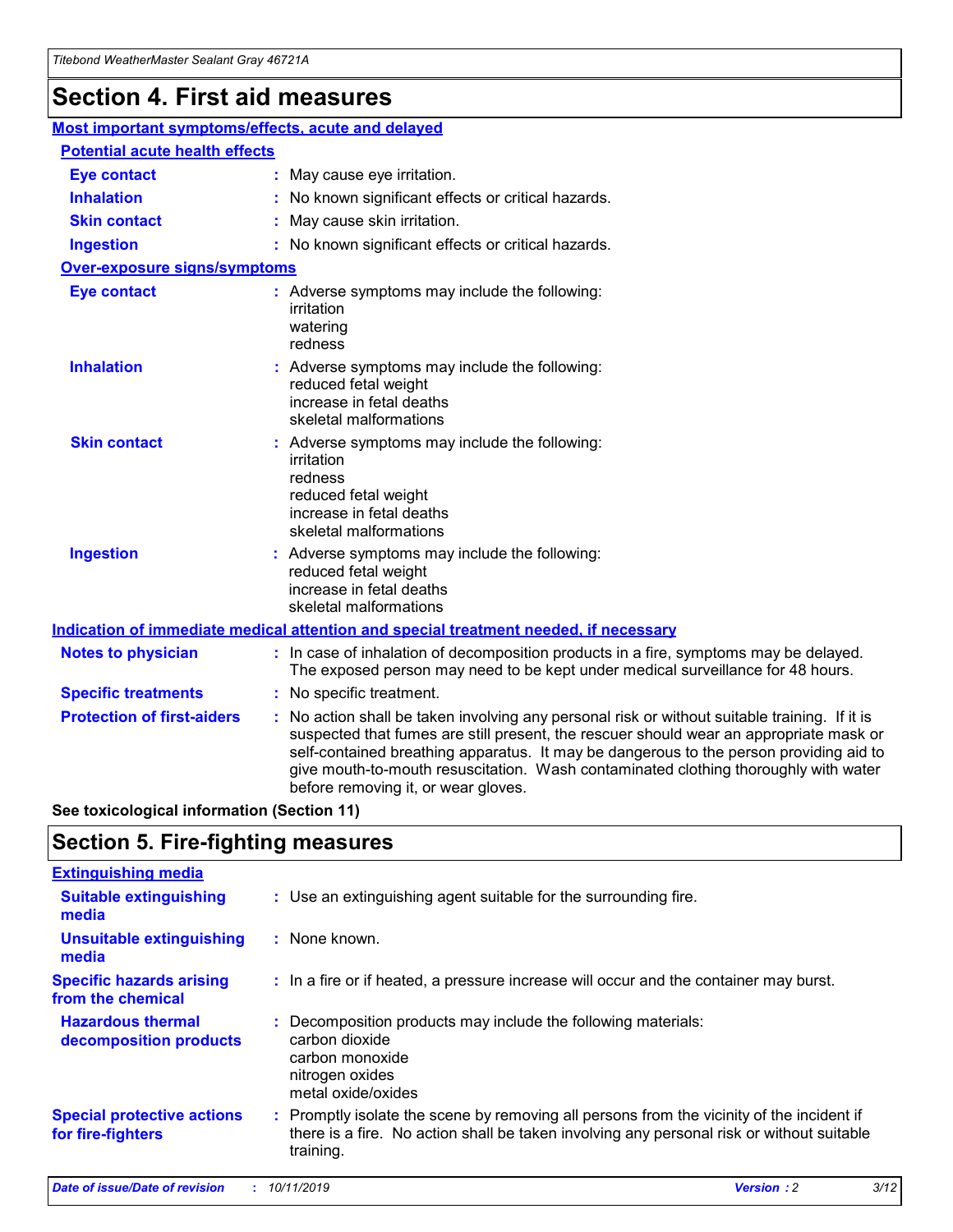# Section 4. First aid measures

## Most important symptoms/effects, acute and delayed

### Potential acute health effects

**Eye contact** : May cause eye irritation.

**Inhalation** : No known significant effects or critical hazards.

**Skin contact** : May cause skin irritation.

**Ingestion** : No known significant effects or critical hazards.

### Over-exposure signs/symptoms

**Eye contact** : Adverse symptoms may include the following:
irritation
watering
redness

**Inhalation** : Adverse symptoms may include the following:
reduced fetal weight
increase in fetal deaths
skeletal malformations

**Skin contact** : Adverse symptoms may include the following:
irritation
redness
reduced fetal weight
increase in fetal deaths
skeletal malformations

**Ingestion** : Adverse symptoms may include the following:
reduced fetal weight
increase in fetal deaths
skeletal malformations

## Indication of immediate medical attention and special treatment needed, if necessary

**Notes to physician** : In case of inhalation of decomposition products in a fire, symptoms may be delayed. The exposed person may need to be kept under medical surveillance for 48 hours.

**Specific treatments** : No specific treatment.

**Protection of first-aiders** : No action shall be taken involving any personal risk or without suitable training. If it is suspected that fumes are still present, the rescuer should wear an appropriate mask or self-contained breathing apparatus. It may be dangerous to the person providing aid to give mouth-to-mouth resuscitation. Wash contaminated clothing thoroughly with water before removing it, or wear gloves.

**See toxicological information (Section 11)**

# Section 5. Fire-fighting measures

## Extinguishing media

**Suitable extinguishing media** : Use an extinguishing agent suitable for the surrounding fire.

**Unsuitable extinguishing media** : None known.

**Specific hazards arising from the chemical** : In a fire or if heated, a pressure increase will occur and the container may burst.

**Hazardous thermal decomposition products** : Decomposition products may include the following materials:
carbon dioxide
carbon monoxide
nitrogen oxides
metal oxide/oxides

**Special protective actions for fire-fighters** : Promptly isolate the scene by removing all persons from the vicinity of the incident if there is a fire. No action shall be taken involving any personal risk or without suitable training.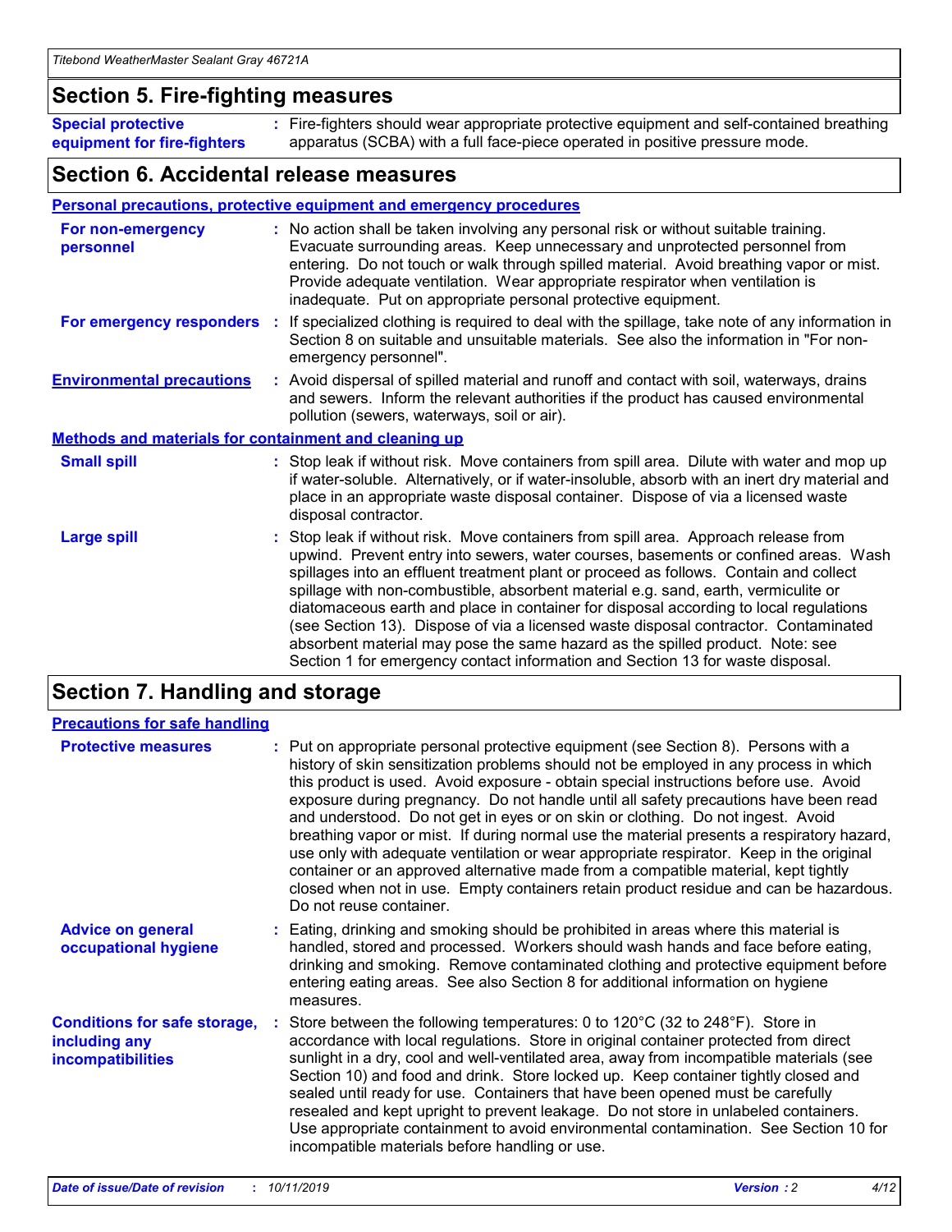## Section 5. Fire-fighting measures

**Special protective equipment for fire-fighters** : Fire-fighters should wear appropriate protective equipment and self-contained breathing apparatus (SCBA) with a full face-piece operated in positive pressure mode.

## Section 6. Accidental release measures

### Personal precautions, protective equipment and emergency procedures

**For non-emergency personnel** : No action shall be taken involving any personal risk or without suitable training. Evacuate surrounding areas. Keep unnecessary and unprotected personnel from entering. Do not touch or walk through spilled material. Avoid breathing vapor or mist. Provide adequate ventilation. Wear appropriate respirator when ventilation is inadequate. Put on appropriate personal protective equipment.

**For emergency responders** : If specialized clothing is required to deal with the spillage, take note of any information in Section 8 on suitable and unsuitable materials. See also the information in "For non-emergency personnel".

**Environmental precautions** : Avoid dispersal of spilled material and runoff and contact with soil, waterways, drains and sewers. Inform the relevant authorities if the product has caused environmental pollution (sewers, waterways, soil or air).

### Methods and materials for containment and cleaning up

**Small spill** : Stop leak if without risk. Move containers from spill area. Dilute with water and mop up if water-soluble. Alternatively, or if water-insoluble, absorb with an inert dry material and place in an appropriate waste disposal container. Dispose of via a licensed waste disposal contractor.

**Large spill** : Stop leak if without risk. Move containers from spill area. Approach release from upwind. Prevent entry into sewers, water courses, basements or confined areas. Wash spillages into an effluent treatment plant or proceed as follows. Contain and collect spillage with non-combustible, absorbent material e.g. sand, earth, vermiculite or diatomaceous earth and place in container for disposal according to local regulations (see Section 13). Dispose of via a licensed waste disposal contractor. Contaminated absorbent material may pose the same hazard as the spilled product. Note: see Section 1 for emergency contact information and Section 13 for waste disposal.

## Section 7. Handling and storage

### Precautions for safe handling

**Protective measures** : Put on appropriate personal protective equipment (see Section 8). Persons with a history of skin sensitization problems should not be employed in any process in which this product is used. Avoid exposure - obtain special instructions before use. Avoid exposure during pregnancy. Do not handle until all safety precautions have been read and understood. Do not get in eyes or on skin or clothing. Do not ingest. Avoid breathing vapor or mist. If during normal use the material presents a respiratory hazard, use only with adequate ventilation or wear appropriate respirator. Keep in the original container or an approved alternative made from a compatible material, kept tightly closed when not in use. Empty containers retain product residue and can be hazardous. Do not reuse container.

**Advice on general occupational hygiene** : Eating, drinking and smoking should be prohibited in areas where this material is handled, stored and processed. Workers should wash hands and face before eating, drinking and smoking. Remove contaminated clothing and protective equipment before entering eating areas. See also Section 8 for additional information on hygiene measures.

**Conditions for safe storage, including any incompatibilities** : Store between the following temperatures: 0 to 120°C (32 to 248°F). Store in accordance with local regulations. Store in original container protected from direct sunlight in a dry, cool and well-ventilated area, away from incompatible materials (see Section 10) and food and drink. Store locked up. Keep container tightly closed and sealed until ready for use. Containers that have been opened must be carefully resealed and kept upright to prevent leakage. Do not store in unlabeled containers. Use appropriate containment to avoid environmental contamination. See Section 10 for incompatible materials before handling or use.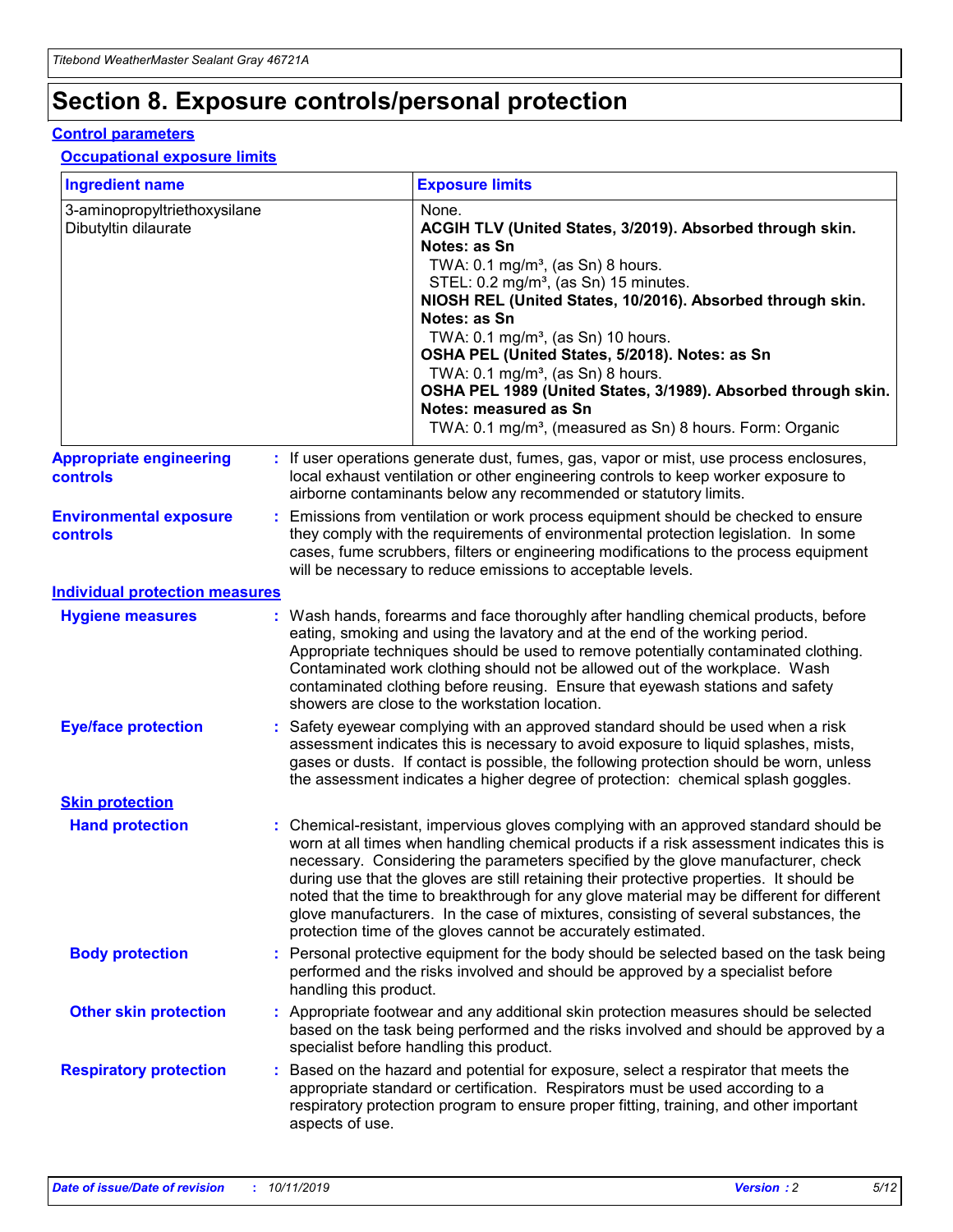# Section 8. Exposure controls/personal protection

## Control parameters

### Occupational exposure limits

| Ingredient name | Exposure limits |
| --- | --- |
| 3-aminopropyltriethoxysilane<br>Dibutyltin dilaurate | None.<br>**ACGIH TLV (United States, 3/2019). Absorbed through skin. Notes: as Sn**<br>TWA: 0.1 mg/m³, (as Sn) 8 hours.<br>STEL: 0.2 mg/m³, (as Sn) 15 minutes.<br>**NIOSH REL (United States, 10/2016). Absorbed through skin. Notes: as Sn**<br>TWA: 0.1 mg/m³, (as Sn) 10 hours.<br>**OSHA PEL (United States, 5/2018). Notes: as Sn**<br>TWA: 0.1 mg/m³, (as Sn) 8 hours.<br>**OSHA PEL 1989 (United States, 3/1989). Absorbed through skin. Notes: measured as Sn**<br>TWA: 0.1 mg/m³, (measured as Sn) 8 hours. Form: Organic |

**Appropriate engineering controls** : If user operations generate dust, fumes, gas, vapor or mist, use process enclosures, local exhaust ventilation or other engineering controls to keep worker exposure to airborne contaminants below any recommended or statutory limits.

**Environmental exposure controls** : Emissions from ventilation or work process equipment should be checked to ensure they comply with the requirements of environmental protection legislation. In some cases, fume scrubbers, filters or engineering modifications to the process equipment will be necessary to reduce emissions to acceptable levels.

## Individual protection measures

**Hygiene measures** : Wash hands, forearms and face thoroughly after handling chemical products, before eating, smoking and using the lavatory and at the end of the working period. Appropriate techniques should be used to remove potentially contaminated clothing. Contaminated work clothing should not be allowed out of the workplace. Wash contaminated clothing before reusing. Ensure that eyewash stations and safety showers are close to the workstation location.

**Eye/face protection** : Safety eyewear complying with an approved standard should be used when a risk assessment indicates this is necessary to avoid exposure to liquid splashes, mists, gases or dusts. If contact is possible, the following protection should be worn, unless the assessment indicates a higher degree of protection: chemical splash goggles.

### Skin protection

**Hand protection** : Chemical-resistant, impervious gloves complying with an approved standard should be worn at all times when handling chemical products if a risk assessment indicates this is necessary. Considering the parameters specified by the glove manufacturer, check during use that the gloves are still retaining their protective properties. It should be noted that the time to breakthrough for any glove material may be different for different glove manufacturers. In the case of mixtures, consisting of several substances, the protection time of the gloves cannot be accurately estimated.

**Body protection** : Personal protective equipment for the body should be selected based on the task being performed and the risks involved and should be approved by a specialist before handling this product.

**Other skin protection** : Appropriate footwear and any additional skin protection measures should be selected based on the task being performed and the risks involved and should be approved by a specialist before handling this product.

**Respiratory protection** : Based on the hazard and potential for exposure, select a respirator that meets the appropriate standard or certification. Respirators must be used according to a respiratory protection program to ensure proper fitting, training, and other important aspects of use.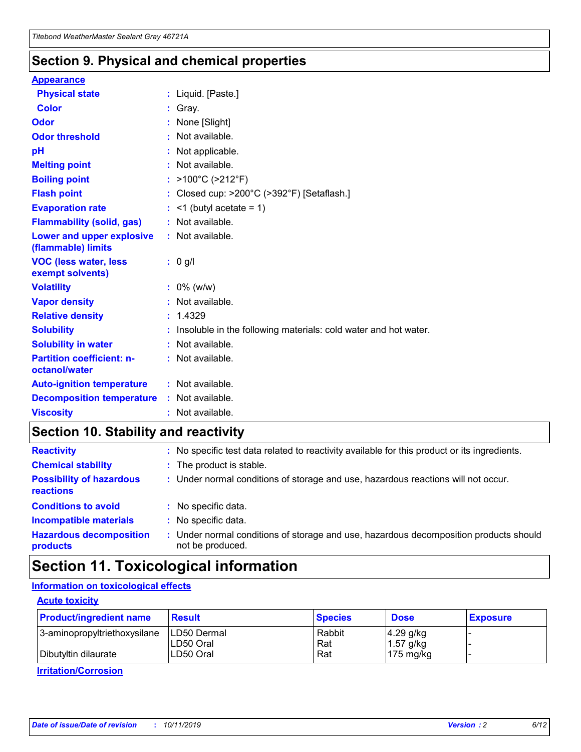## Section 9. Physical and chemical properties

### Appearance

| | | |
|---|---|---|
| **Physical state** | : | Liquid. [Paste.] |
| **Color** | : | Gray. |
| **Odor** | : | None [Slight] |
| **Odor threshold** | : | Not available. |
| **pH** | : | Not applicable. |
| **Melting point** | : | Not available. |
| **Boiling point** | : | >100°C (>212°F) |
| **Flash point** | : | Closed cup: >200°C (>392°F) [Setaflash.] |
| **Evaporation rate** | : | <1 (butyl acetate = 1) |
| **Flammability (solid, gas)** | : | Not available. |
| **Lower and upper explosive (flammable) limits** | : | Not available. |
| **VOC (less water, less exempt solvents)** | : | 0 g/l |
| **Volatility** | : | 0% (w/w) |
| **Vapor density** | : | Not available. |
| **Relative density** | : | 1.4329 |
| **Solubility** | : | Insoluble in the following materials: cold water and hot water. |
| **Solubility in water** | : | Not available. |
| **Partition coefficient: n-octanol/water** | : | Not available. |
| **Auto-ignition temperature** | : | Not available. |
| **Decomposition temperature** | : | Not available. |
| **Viscosity** | : | Not available. |

## Section 10. Stability and reactivity

| | | |
|---|---|---|
| **Reactivity** | : | No specific test data related to reactivity available for this product or its ingredients. |
| **Chemical stability** | : | The product is stable. |
| **Possibility of hazardous reactions** | : | Under normal conditions of storage and use, hazardous reactions will not occur. |
| **Conditions to avoid** | : | No specific data. |
| **Incompatible materials** | : | No specific data. |
| **Hazardous decomposition products** | : | Under normal conditions of storage and use, hazardous decomposition products should not be produced. |

## Section 11. Toxicological information

### Information on toxicological effects

#### Acute toxicity

| Product/ingredient name | Result | Species | Dose | Exposure |
|---|---|---|---|---|
| 3-aminopropyltriethoxysilane | LD50 Dermal | Rabbit | 4.29 g/kg | - |
| | LD50 Oral | Rat | 1.57 g/kg | - |
| Dibutyltin dilaurate | LD50 Oral | Rat | 175 mg/kg | - |

#### Irritation/Corrosion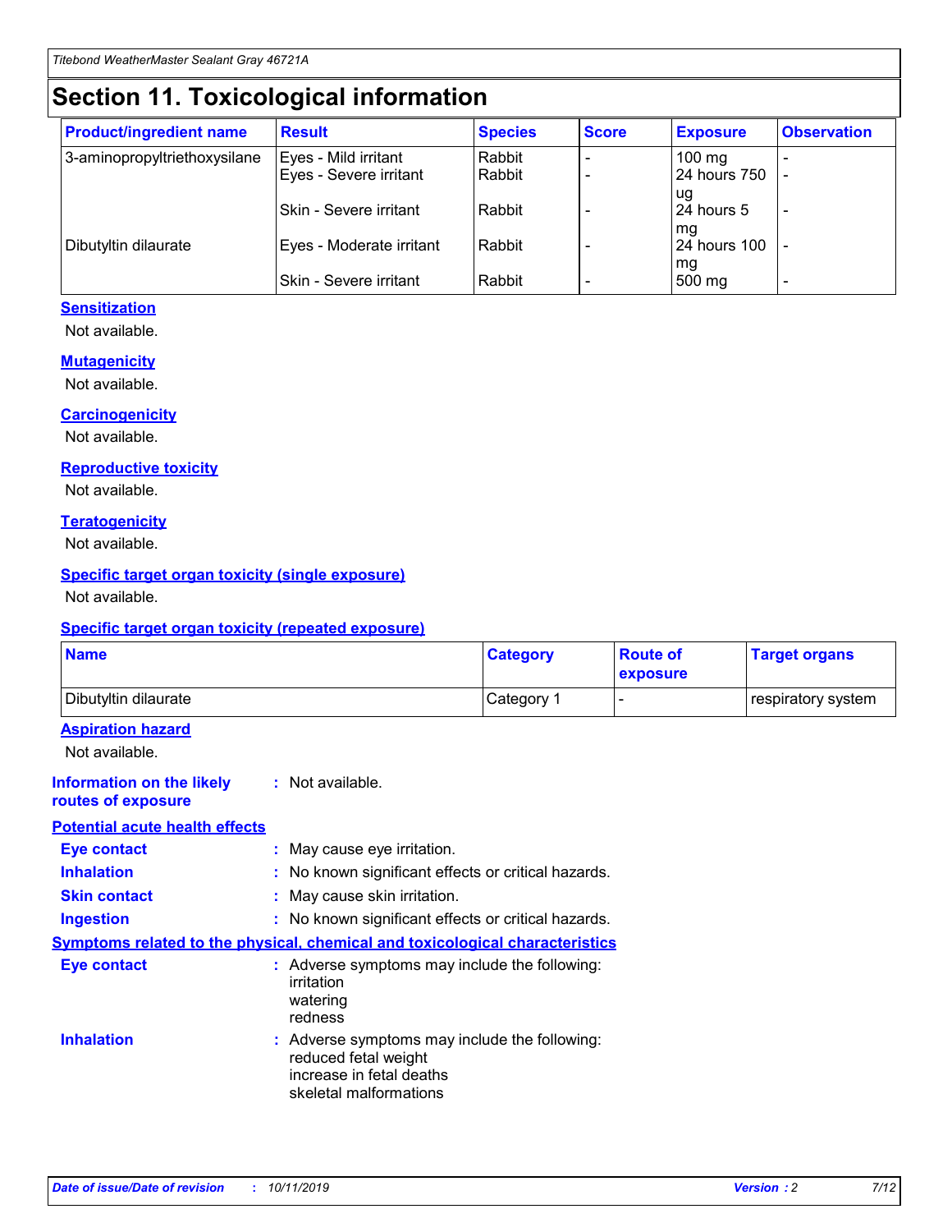# Section 11. Toxicological information

| Product/ingredient name | Result | Species | Score | Exposure | Observation |
|---|---|---|---|---|---|
| 3-aminopropyltriethoxysilane | Eyes - Mild irritant | Rabbit | - | 100 mg | - |
| | Eyes - Severe irritant | Rabbit | - | 24 hours 750 ug | - |
| | Skin - Severe irritant | Rabbit | - | 24 hours 5 mg | - |
| Dibutyltin dilaurate | Eyes - Moderate irritant | Rabbit | - | 24 hours 100 mg | - |
| | Skin - Severe irritant | Rabbit | - | 500 mg | - |

### Sensitization

Not available.

### Mutagenicity

Not available.

### Carcinogenicity

Not available.

### Reproductive toxicity

Not available.

### Teratogenicity

Not available.

### Specific target organ toxicity (single exposure)

Not available.

### Specific target organ toxicity (repeated exposure)

| Name | Category | Route of exposure | Target organs |
|---|---|---|---|
| Dibutyltin dilaurate | Category 1 | - | respiratory system |

### Aspiration hazard

Not available.

**Information on the likely routes of exposure** : Not available.

### Potential acute health effects

**Eye contact** : May cause eye irritation.

**Inhalation** : No known significant effects or critical hazards.

**Skin contact** : May cause skin irritation.

**Ingestion** : No known significant effects or critical hazards.

### Symptoms related to the physical, chemical and toxicological characteristics

**Eye contact** : Adverse symptoms may include the following:
irritation
watering
redness

**Inhalation** : Adverse symptoms may include the following:
reduced fetal weight
increase in fetal deaths
skeletal malformations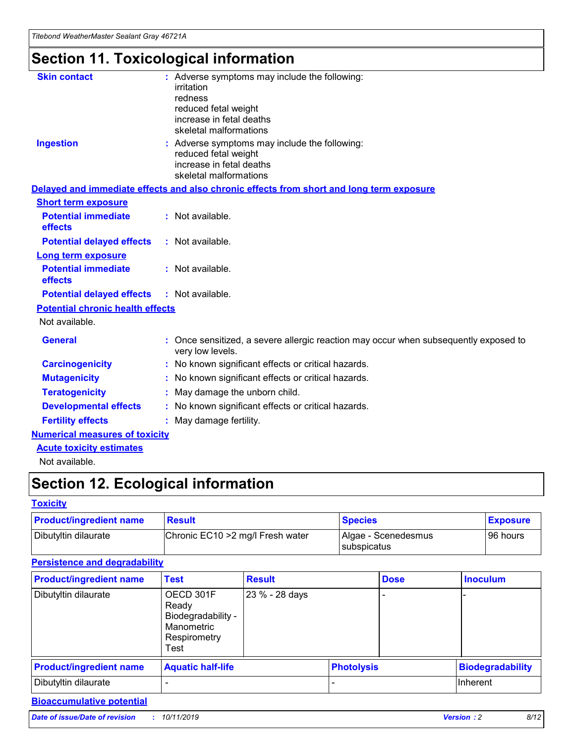# Section 11. Toxicological information

**Skin contact** : Adverse symptoms may include the following:
irritation
redness
reduced fetal weight
increase in fetal deaths
skeletal malformations

**Ingestion** : Adverse symptoms may include the following:
reduced fetal weight
increase in fetal deaths
skeletal malformations

## Delayed and immediate effects and also chronic effects from short and long term exposure

### Short term exposure

**Potential immediate effects** : Not available.

**Potential delayed effects** : Not available.

### Long term exposure

**Potential immediate effects** : Not available.

**Potential delayed effects** : Not available.

### Potential chronic health effects

Not available.

**General** : Once sensitized, a severe allergic reaction may occur when subsequently exposed to very low levels.

**Carcinogenicity** : No known significant effects or critical hazards.

**Mutagenicity** : No known significant effects or critical hazards.

**Teratogenicity** : May damage the unborn child.

**Developmental effects** : No known significant effects or critical hazards.

**Fertility effects** : May damage fertility.

## Numerical measures of toxicity

### Acute toxicity estimates

Not available.

# Section 12. Ecological information

## Toxicity

| Product/ingredient name | Result | Species | Exposure |
|---|---|---|---|
| Dibutyltin dilaurate | Chronic EC10 >2 mg/l Fresh water | Algae - Scenedesmus subspicatus | 96 hours |

## Persistence and degradability

| Product/ingredient name | Test | Result | Dose | Inoculum |
|---|---|---|---|---|
| Dibutyltin dilaurate | OECD 301F Ready Biodegradability - Manometric Respirometry Test | 23 % - 28 days | - | - |

| Product/ingredient name | Aquatic half-life | Photolysis | Biodegradability |
|---|---|---|---|
| Dibutyltin dilaurate | - | - | Inherent |

## Bioaccumulative potential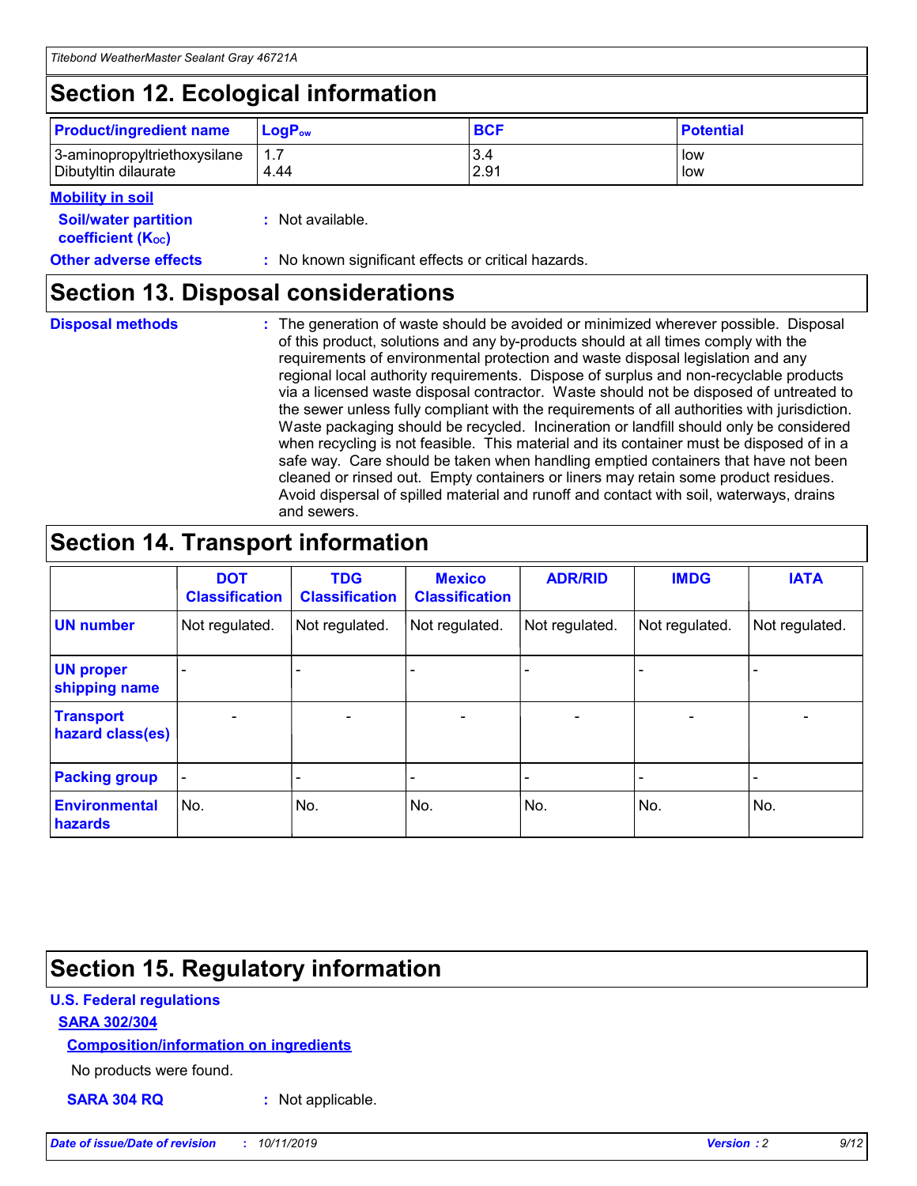## Section 12. Ecological information

| Product/ingredient name | $LogP_{ow}$ | BCF | Potential |
|---|---|---|---|
| 3-aminopropyltriethoxysilane | 1.7 | 3.4 | low |
| Dibutyltin dilaurate | 4.44 | 2.91 | low |

**Mobility in soil**

**Soil/water partition coefficient ($K_{OC}$)** : Not available.

**Other adverse effects** : No known significant effects or critical hazards.

## Section 13. Disposal considerations

**Disposal methods** : The generation of waste should be avoided or minimized wherever possible. Disposal of this product, solutions and any by-products should at all times comply with the requirements of environmental protection and waste disposal legislation and any regional local authority requirements. Dispose of surplus and non-recyclable products via a licensed waste disposal contractor. Waste should not be disposed of untreated to the sewer unless fully compliant with the requirements of all authorities with jurisdiction. Waste packaging should be recycled. Incineration or landfill should only be considered when recycling is not feasible. This material and its container must be disposed of in a safe way. Care should be taken when handling emptied containers that have not been cleaned or rinsed out. Empty containers or liners may retain some product residues. Avoid dispersal of spilled material and runoff and contact with soil, waterways, drains and sewers.

## Section 14. Transport information

| | DOT Classification | TDG Classification | Mexico Classification | ADR/RID | IMDG | IATA |
|---|---|---|---|---|---|---|
| UN number | Not regulated. | Not regulated. | Not regulated. | Not regulated. | Not regulated. | Not regulated. |
| UN proper shipping name | - | - | - | - | - | - |
| Transport hazard class(es) | - | - | - | - | - | - |
| Packing group | - | - | - | - | - | - |
| Environmental hazards | No. | No. | No. | No. | No. | No. |

## Section 15. Regulatory information

**U.S. Federal regulations**

**SARA 302/304**

**Composition/information on ingredients**

No products were found.

**SARA 304 RQ** : Not applicable.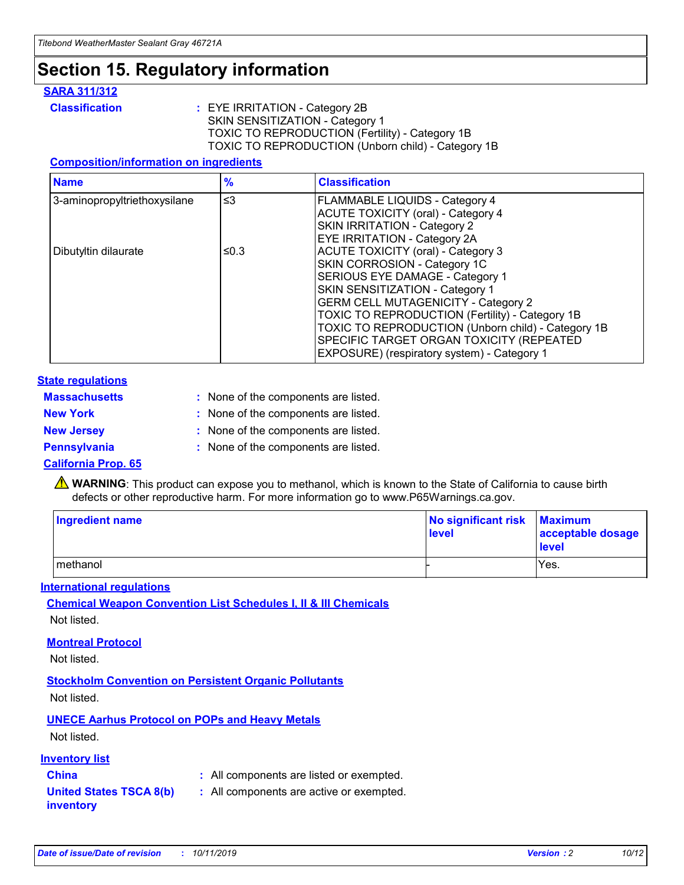# Section 15. Regulatory information

## SARA 311/312

**Classification** : EYE IRRITATION - Category 2B
SKIN SENSITIZATION - Category 1
TOXIC TO REPRODUCTION (Fertility) - Category 1B
TOXIC TO REPRODUCTION (Unborn child) - Category 1B

### Composition/information on ingredients

| Name | % | Classification |
|---|---|---|
| 3-aminopropyltriethoxysilane | ≤3 | FLAMMABLE LIQUIDS - Category 4<br>ACUTE TOXICITY (oral) - Category 4<br>SKIN IRRITATION - Category 2<br>EYE IRRITATION - Category 2A |
| Dibutyltin dilaurate | ≤0.3 | ACUTE TOXICITY (oral) - Category 3<br>SKIN CORROSION - Category 1C<br>SERIOUS EYE DAMAGE - Category 1<br>SKIN SENSITIZATION - Category 1<br>GERM CELL MUTAGENICITY - Category 2<br>TOXIC TO REPRODUCTION (Fertility) - Category 1B<br>TOXIC TO REPRODUCTION (Unborn child) - Category 1B<br>SPECIFIC TARGET ORGAN TOXICITY (REPEATED EXPOSURE) (respiratory system) - Category 1 |

## State regulations

**Massachusetts** : None of the components are listed.

**New York** : None of the components are listed.

**New Jersey** : None of the components are listed.

**Pennsylvania** : None of the components are listed.

## California Prop. 65

⚠ **WARNING**: This product can expose you to methanol, which is known to the State of California to cause birth defects or other reproductive harm. For more information go to www.P65Warnings.ca.gov.

| Ingredient name | No significant risk level | Maximum acceptable dosage level |
|---|---|---|
| methanol | - | Yes. |

## International regulations

### Chemical Weapon Convention List Schedules I, II & III Chemicals

Not listed.

### Montreal Protocol

Not listed.

### Stockholm Convention on Persistent Organic Pollutants

Not listed.

### UNECE Aarhus Protocol on POPs and Heavy Metals

Not listed.

## Inventory list

**China** : All components are listed or exempted.

**United States TSCA 8(b) inventory** : All components are active or exempted.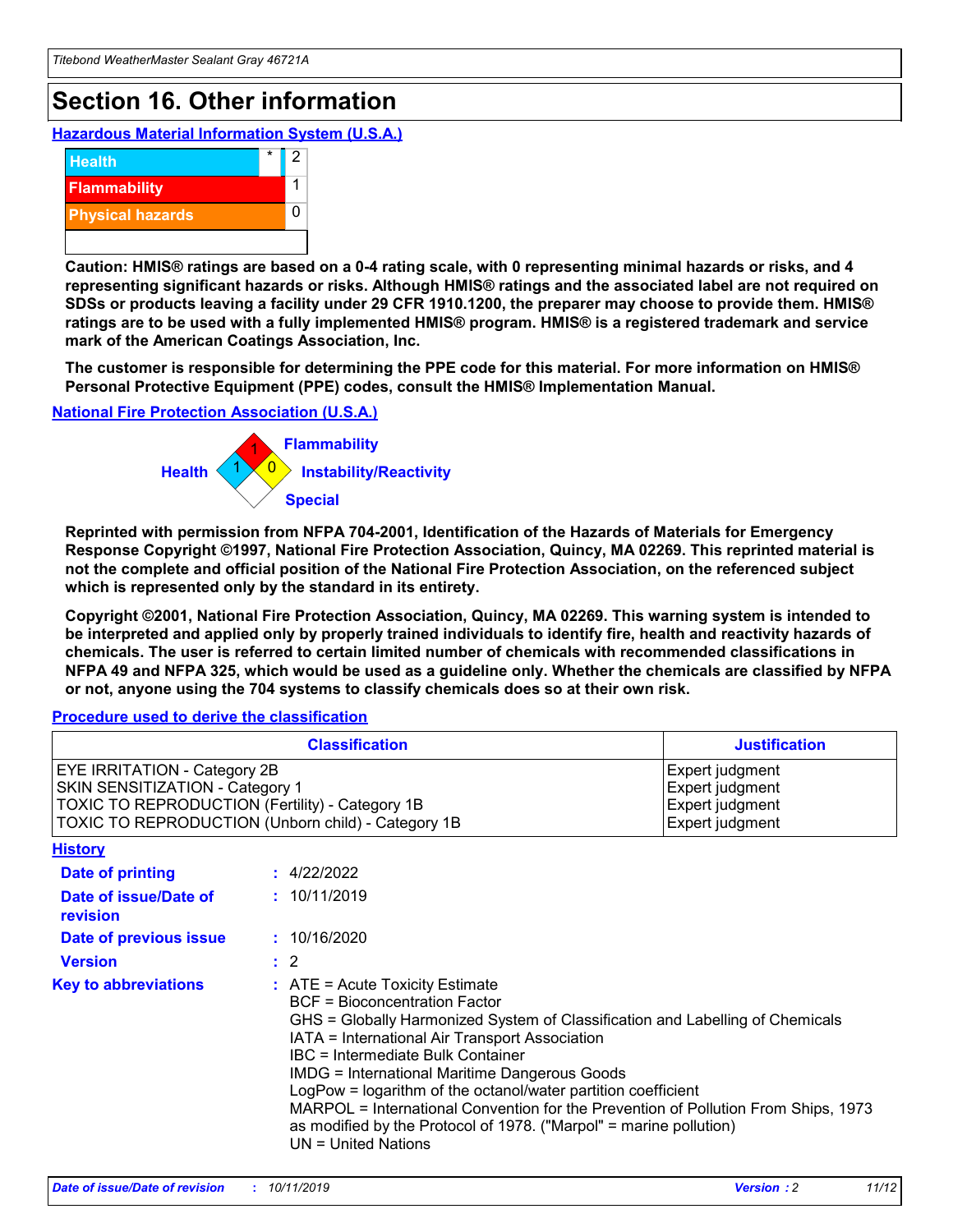# Section 16. Other information

## Hazardous Material Information System (U.S.A.)

| | | |
|---|---|---|
| Health | * | 2 |
| Flammability | | 1 |
| Physical hazards | | 0 |

**Caution: HMIS® ratings are based on a 0-4 rating scale, with 0 representing minimal hazards or risks, and 4 representing significant hazards or risks. Although HMIS® ratings and the associated label are not required on SDSs or products leaving a facility under 29 CFR 1910.1200, the preparer may choose to provide them. HMIS® ratings are to be used with a fully implemented HMIS® program. HMIS® is a registered trademark and service mark of the American Coatings Association, Inc.**

**The customer is responsible for determining the PPE code for this material. For more information on HMIS® Personal Protective Equipment (PPE) codes, consult the HMIS® Implementation Manual.**

## National Fire Protection Association (U.S.A.)

Flammability: 1
Health: 1
Instability/Reactivity: 0
Special:

**Reprinted with permission from NFPA 704-2001, Identification of the Hazards of Materials for Emergency Response Copyright ©1997, National Fire Protection Association, Quincy, MA 02269. This reprinted material is not the complete and official position of the National Fire Protection Association, on the referenced subject which is represented only by the standard in its entirety.**

**Copyright ©2001, National Fire Protection Association, Quincy, MA 02269. This warning system is intended to be interpreted and applied only by properly trained individuals to identify fire, health and reactivity hazards of chemicals. The user is referred to certain limited number of chemicals with recommended classifications in NFPA 49 and NFPA 325, which would be used as a guideline only. Whether the chemicals are classified by NFPA or not, anyone using the 704 systems to classify chemicals does so at their own risk.**

## Procedure used to derive the classification

| Classification | Justification |
|---|---|
| EYE IRRITATION - Category 2B | Expert judgment |
| SKIN SENSITIZATION - Category 1 | Expert judgment |
| TOXIC TO REPRODUCTION (Fertility) - Category 1B | Expert judgment |
| TOXIC TO REPRODUCTION (Unborn child) - Category 1B | Expert judgment |

## History

**Date of printing** : 4/22/2022

**Date of issue/Date of revision** : 10/11/2019

**Date of previous issue** : 10/16/2020

**Version** : 2

**Key to abbreviations** : ATE = Acute Toxicity Estimate
BCF = Bioconcentration Factor
GHS = Globally Harmonized System of Classification and Labelling of Chemicals
IATA = International Air Transport Association
IBC = Intermediate Bulk Container
IMDG = International Maritime Dangerous Goods
LogPow = logarithm of the octanol/water partition coefficient
MARPOL = International Convention for the Prevention of Pollution From Ships, 1973 as modified by the Protocol of 1978. ("Marpol" = marine pollution)
UN = United Nations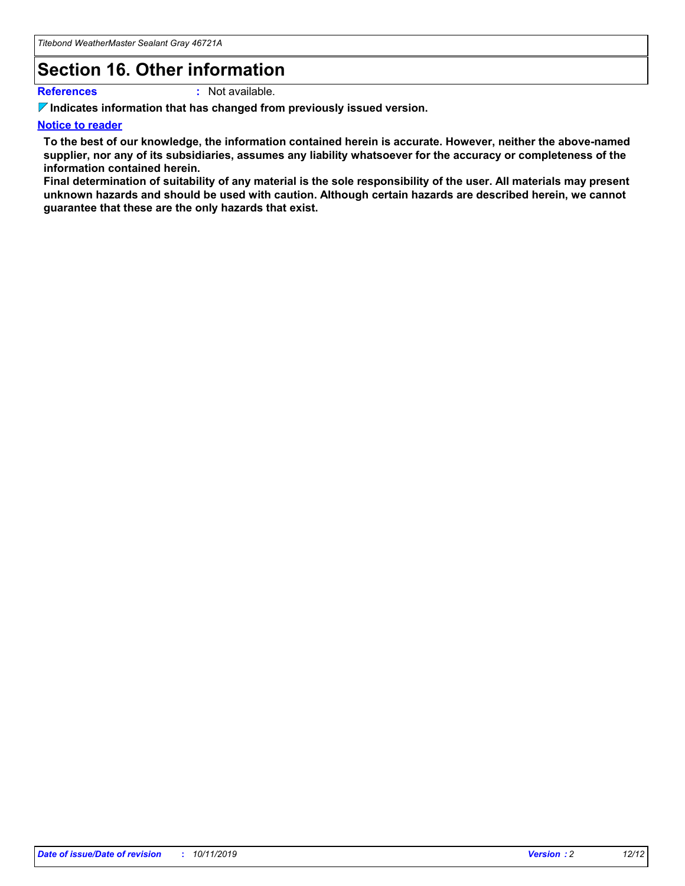# Section 16. Other information

**References** : Not available.

**Indicates information that has changed from previously issued version.**

**Notice to reader**

**To the best of our knowledge, the information contained herein is accurate. However, neither the above-named supplier, nor any of its subsidiaries, assumes any liability whatsoever for the accuracy or completeness of the information contained herein.**
**Final determination of suitability of any material is the sole responsibility of the user. All materials may present unknown hazards and should be used with caution. Although certain hazards are described herein, we cannot guarantee that these are the only hazards that exist.**